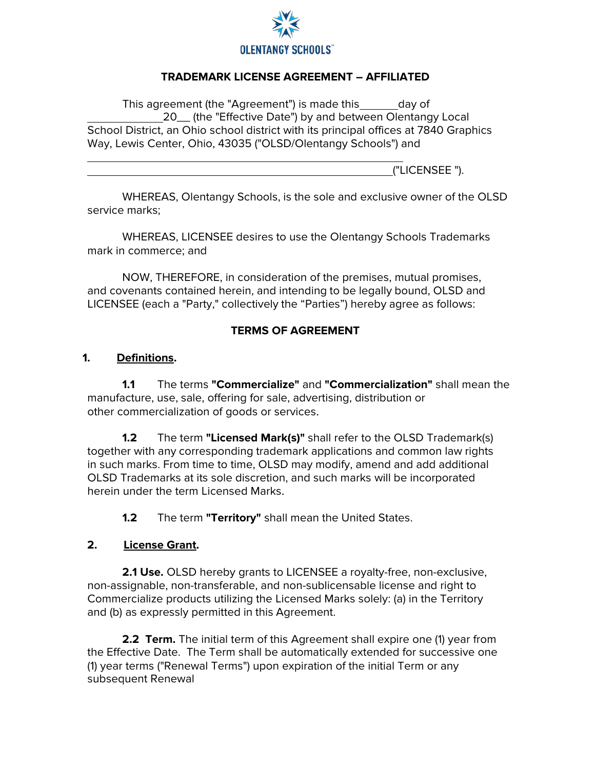OLENTANGY SCHOOLS™

# TRADEMARK LICENSE AGREEMENT – AFFILIATED

This agreement (the "Agreement") is made this\_\_\_\_\_\_day of \_\_\_\_\_\_\_\_\_\_\_\_\_20\_\_ (the "Effective Date") by and between Olentangy Local School District, an Ohio school district with its principal offices at 7840 Graphics Way, Lewis Center, Ohio, 43035 ("OLSD/Olentangy Schools") and

\_\_\_\_\_\_\_\_\_\_\_\_\_\_\_\_\_\_\_\_\_\_\_\_\_\_\_\_\_\_\_\_\_\_\_\_\_\_\_\_\_\_\_\_\_\_\_\_\_\_\_\_\_\_\_\_
\_\_\_\_\_\_\_\_\_\_\_\_\_\_\_\_\_\_\_\_\_\_\_\_\_\_\_\_\_\_\_\_\_\_\_\_\_\_\_\_\_\_\_\_\_\_\_\_\_\_\_\_\_("LICENSEE ").

WHEREAS, Olentangy Schools, is the sole and exclusive owner of the OLSD service marks;

WHEREAS, LICENSEE desires to use the Olentangy Schools Trademarks mark in commerce; and

NOW, THEREFORE, in consideration of the premises, mutual promises, and covenants contained herein, and intending to be legally bound, OLSD and LICENSEE (each a "Party," collectively the "Parties") hereby agree as follows:

## TERMS OF AGREEMENT

**1. Definitions.**

**1.1** The terms **"Commercialize"** and **"Commercialization"** shall mean the manufacture, use, sale, offering for sale, advertising, distribution or other commercialization of goods or services.

**1.2** The term **"Licensed Mark(s)"** shall refer to the OLSD Trademark(s) together with any corresponding trademark applications and common law rights in such marks. From time to time, OLSD may modify, amend and add additional OLSD Trademarks at its sole discretion, and such marks will be incorporated herein under the term Licensed Marks.

**1.2** The term **"Territory"** shall mean the United States.

**2. License Grant.**

**2.1 Use.** OLSD hereby grants to LICENSEE a royalty-free, non-exclusive, non-assignable, non-transferable, and non-sublicensable license and right to Commercialize products utilizing the Licensed Marks solely: (a) in the Territory and (b) as expressly permitted in this Agreement.

**2.2 Term.** The initial term of this Agreement shall expire one (1) year from the Effective Date. The Term shall be automatically extended for successive one (1) year terms ("Renewal Terms") upon expiration of the initial Term or any subsequent Renewal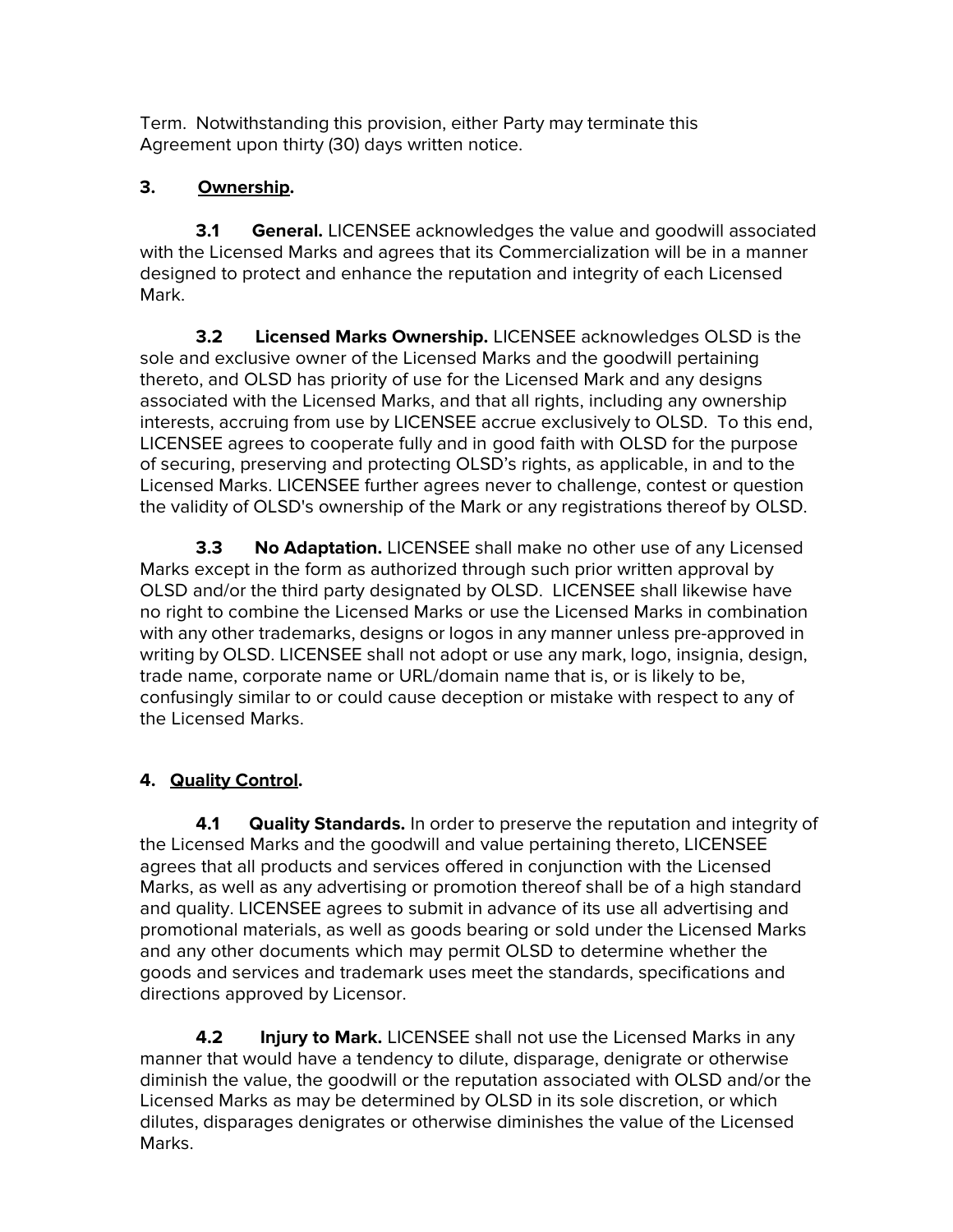Term. Notwithstanding this provision, either Party may terminate this Agreement upon thirty (30) days written notice.

**3. Ownership.**

**3.1 General.** LICENSEE acknowledges the value and goodwill associated with the Licensed Marks and agrees that its Commercialization will be in a manner designed to protect and enhance the reputation and integrity of each Licensed Mark.

**3.2 Licensed Marks Ownership.** LICENSEE acknowledges OLSD is the sole and exclusive owner of the Licensed Marks and the goodwill pertaining thereto, and OLSD has priority of use for the Licensed Mark and any designs associated with the Licensed Marks, and that all rights, including any ownership interests, accruing from use by LICENSEE accrue exclusively to OLSD. To this end, LICENSEE agrees to cooperate fully and in good faith with OLSD for the purpose of securing, preserving and protecting OLSD's rights, as applicable, in and to the Licensed Marks. LICENSEE further agrees never to challenge, contest or question the validity of OLSD's ownership of the Mark or any registrations thereof by OLSD.

**3.3 No Adaptation.** LICENSEE shall make no other use of any Licensed Marks except in the form as authorized through such prior written approval by OLSD and/or the third party designated by OLSD. LICENSEE shall likewise have no right to combine the Licensed Marks or use the Licensed Marks in combination with any other trademarks, designs or logos in any manner unless pre-approved in writing by OLSD. LICENSEE shall not adopt or use any mark, logo, insignia, design, trade name, corporate name or URL/domain name that is, or is likely to be, confusingly similar to or could cause deception or mistake with respect to any of the Licensed Marks.

**4. Quality Control.**

**4.1 Quality Standards.** In order to preserve the reputation and integrity of the Licensed Marks and the goodwill and value pertaining thereto, LICENSEE agrees that all products and services offered in conjunction with the Licensed Marks, as well as any advertising or promotion thereof shall be of a high standard and quality. LICENSEE agrees to submit in advance of its use all advertising and promotional materials, as well as goods bearing or sold under the Licensed Marks and any other documents which may permit OLSD to determine whether the goods and services and trademark uses meet the standards, specifications and directions approved by Licensor.

**4.2 Injury to Mark.** LICENSEE shall not use the Licensed Marks in any manner that would have a tendency to dilute, disparage, denigrate or otherwise diminish the value, the goodwill or the reputation associated with OLSD and/or the Licensed Marks as may be determined by OLSD in its sole discretion, or which dilutes, disparages denigrates or otherwise diminishes the value of the Licensed Marks.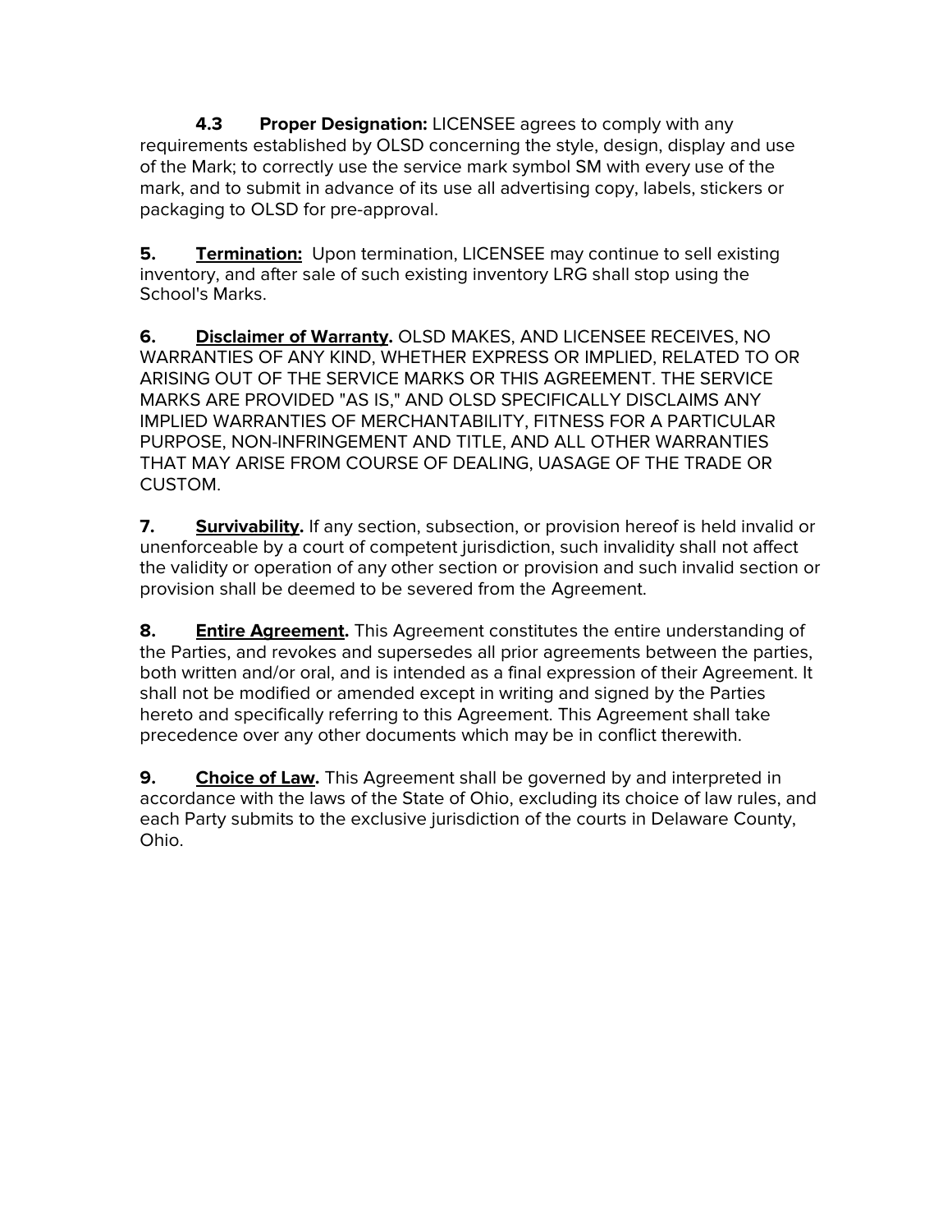**4.3 Proper Designation:** LICENSEE agrees to comply with any requirements established by OLSD concerning the style, design, display and use of the Mark; to correctly use the service mark symbol SM with every use of the mark, and to submit in advance of its use all advertising copy, labels, stickers or packaging to OLSD for pre-approval.

**5. Termination:** Upon termination, LICENSEE may continue to sell existing inventory, and after sale of such existing inventory LRG shall stop using the School's Marks.

**6. Disclaimer of Warranty.** OLSD MAKES, AND LICENSEE RECEIVES, NO WARRANTIES OF ANY KIND, WHETHER EXPRESS OR IMPLIED, RELATED TO OR ARISING OUT OF THE SERVICE MARKS OR THIS AGREEMENT. THE SERVICE MARKS ARE PROVIDED "AS IS," AND OLSD SPECIFICALLY DISCLAIMS ANY IMPLIED WARRANTIES OF MERCHANTABILITY, FITNESS FOR A PARTICULAR PURPOSE, NON-INFRINGEMENT AND TITLE, AND ALL OTHER WARRANTIES THAT MAY ARISE FROM COURSE OF DEALING, UASAGE OF THE TRADE OR CUSTOM.

**7. Survivability.** If any section, subsection, or provision hereof is held invalid or unenforceable by a court of competent jurisdiction, such invalidity shall not affect the validity or operation of any other section or provision and such invalid section or provision shall be deemed to be severed from the Agreement.

**8. Entire Agreement.** This Agreement constitutes the entire understanding of the Parties, and revokes and supersedes all prior agreements between the parties, both written and/or oral, and is intended as a final expression of their Agreement. It shall not be modified or amended except in writing and signed by the Parties hereto and specifically referring to this Agreement. This Agreement shall take precedence over any other documents which may be in conflict therewith.

**9. Choice of Law.** This Agreement shall be governed by and interpreted in accordance with the laws of the State of Ohio, excluding its choice of law rules, and each Party submits to the exclusive jurisdiction of the courts in Delaware County, Ohio.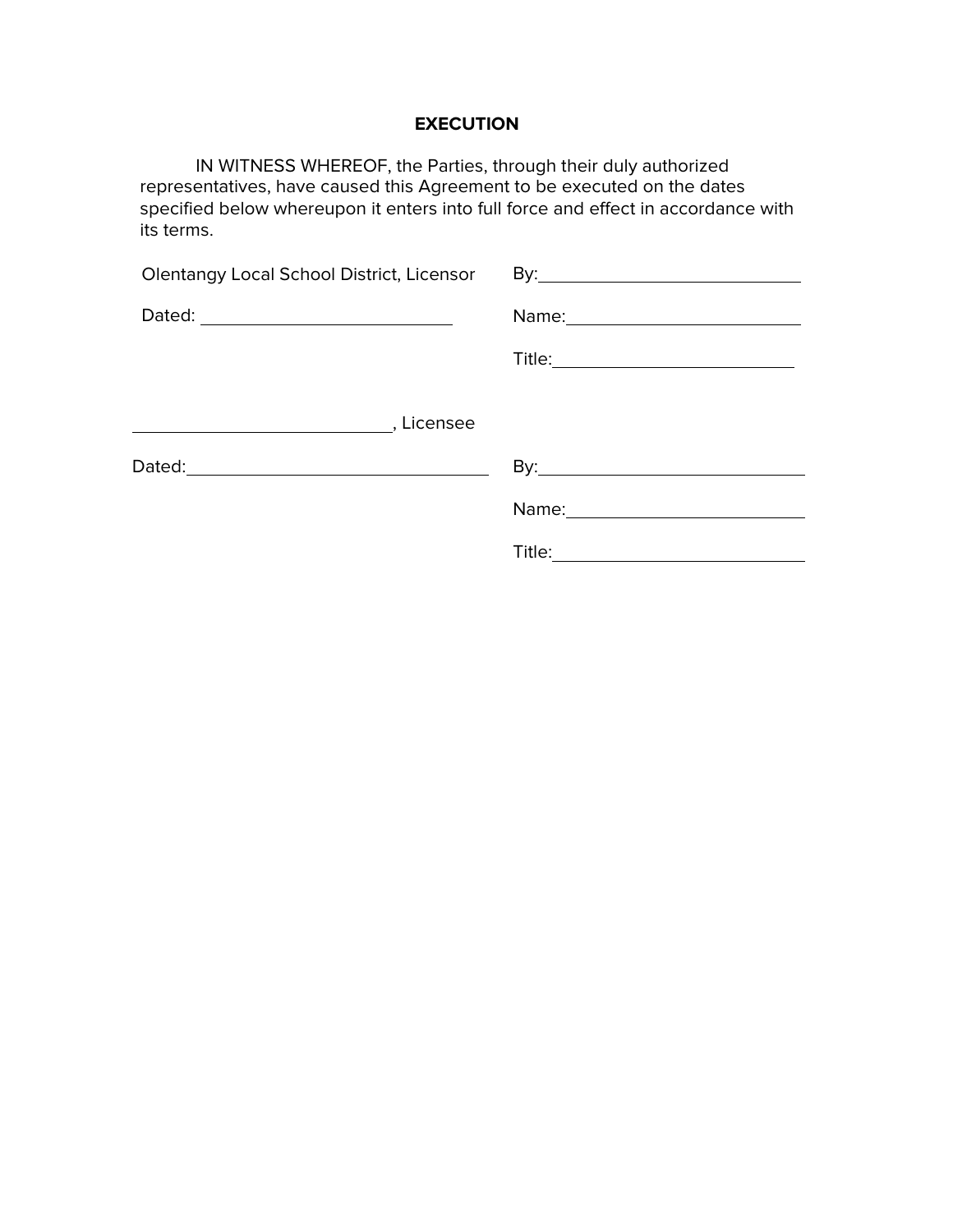## EXECUTION

IN WITNESS WHEREOF, the Parties, through their duly authorized representatives, have caused this Agreement to be executed on the dates specified below whereupon it enters into full force and effect in accordance with its terms.

| | |
|---|---|
| Olentangy Local School District, Licensor | By:______________________________ |
| Dated: ____________________________ | Name:____________________________ |
| | Title:____________________________ |
| ______________________________, Licensee | |
| Dated:________________________________ | By:______________________________ |
| | Name:____________________________ |
| | Title:____________________________ |